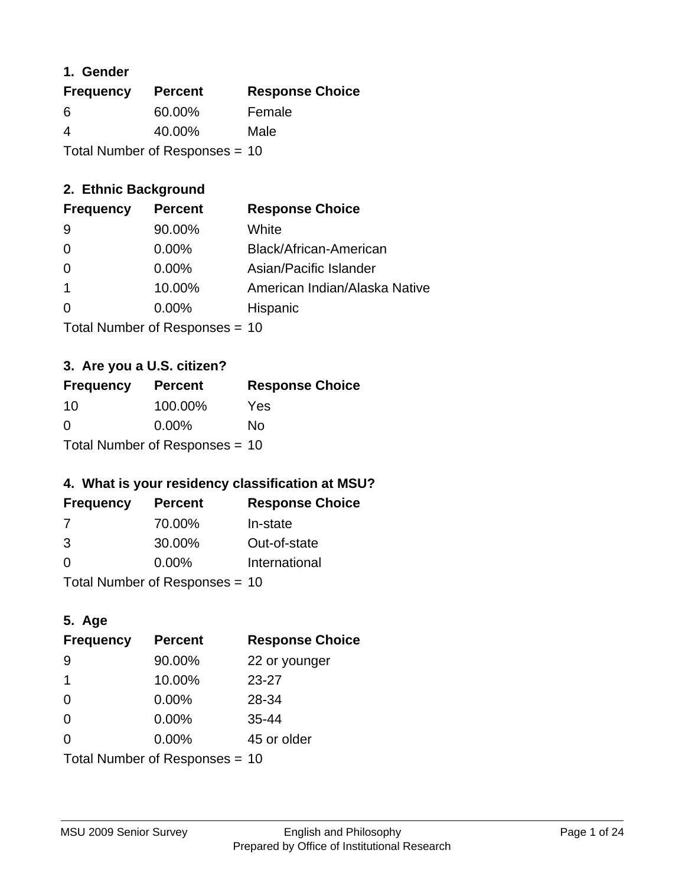## 1. Gender

| Frequency | Percent | Response Choice |
|---|---|---|
| 6 | 60.00% | Female |
| 4 | 40.00% | Male |

Total Number of Responses = 10

## 2. Ethnic Background

| Frequency | Percent | Response Choice |
|---|---|---|
| 9 | 90.00% | White |
| 0 | 0.00% | Black/African-American |
| 0 | 0.00% | Asian/Pacific Islander |
| 1 | 10.00% | American Indian/Alaska Native |
| 0 | 0.00% | Hispanic |

Total Number of Responses = 10

## 3. Are you a U.S. citizen?

| Frequency | Percent | Response Choice |
|---|---|---|
| 10 | 100.00% | Yes |
| 0 | 0.00% | No |

Total Number of Responses = 10

## 4. What is your residency classification at MSU?

| Frequency | Percent | Response Choice |
|---|---|---|
| 7 | 70.00% | In-state |
| 3 | 30.00% | Out-of-state |
| 0 | 0.00% | International |

Total Number of Responses = 10

## 5. Age

| Frequency | Percent | Response Choice |
|---|---|---|
| 9 | 90.00% | 22 or younger |
| 1 | 10.00% | 23-27 |
| 0 | 0.00% | 28-34 |
| 0 | 0.00% | 35-44 |
| 0 | 0.00% | 45 or older |

Total Number of Responses = 10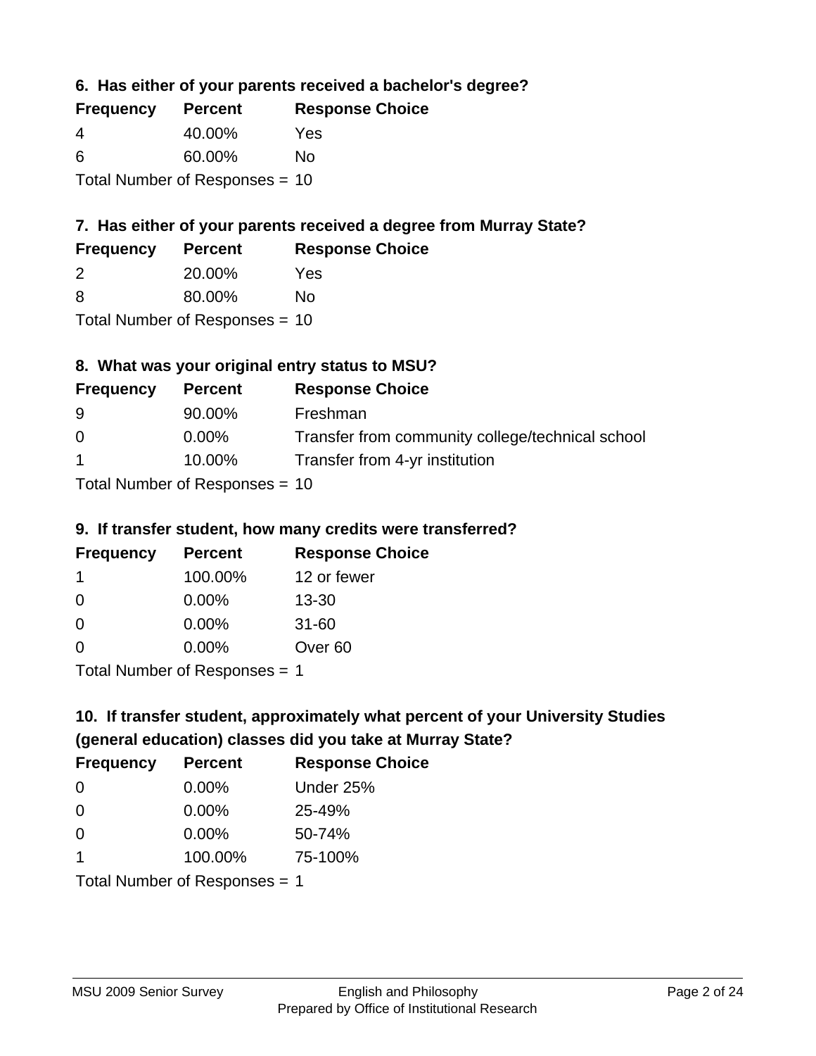### 6. Has either of your parents received a bachelor's degree?

| Frequency | Percent | Response Choice |
|---|---|---|
| 4 | 40.00% | Yes |
| 6 | 60.00% | No |

Total Number of Responses = 10

### 7. Has either of your parents received a degree from Murray State?

| Frequency | Percent | Response Choice |
|---|---|---|
| 2 | 20.00% | Yes |
| 8 | 80.00% | No |

Total Number of Responses = 10

### 8. What was your original entry status to MSU?

| Frequency | Percent | Response Choice |
|---|---|---|
| 9 | 90.00% | Freshman |
| 0 | 0.00% | Transfer from community college/technical school |
| 1 | 10.00% | Transfer from 4-yr institution |

Total Number of Responses = 10

### 9. If transfer student, how many credits were transferred?

| Frequency | Percent | Response Choice |
|---|---|---|
| 1 | 100.00% | 12 or fewer |
| 0 | 0.00% | 13-30 |
| 0 | 0.00% | 31-60 |
| 0 | 0.00% | Over 60 |

Total Number of Responses = 1

### 10. If transfer student, approximately what percent of your University Studies (general education) classes did you take at Murray State?

| Frequency | Percent | Response Choice |
|---|---|---|
| 0 | 0.00% | Under 25% |
| 0 | 0.00% | 25-49% |
| 0 | 0.00% | 50-74% |
| 1 | 100.00% | 75-100% |

Total Number of Responses = 1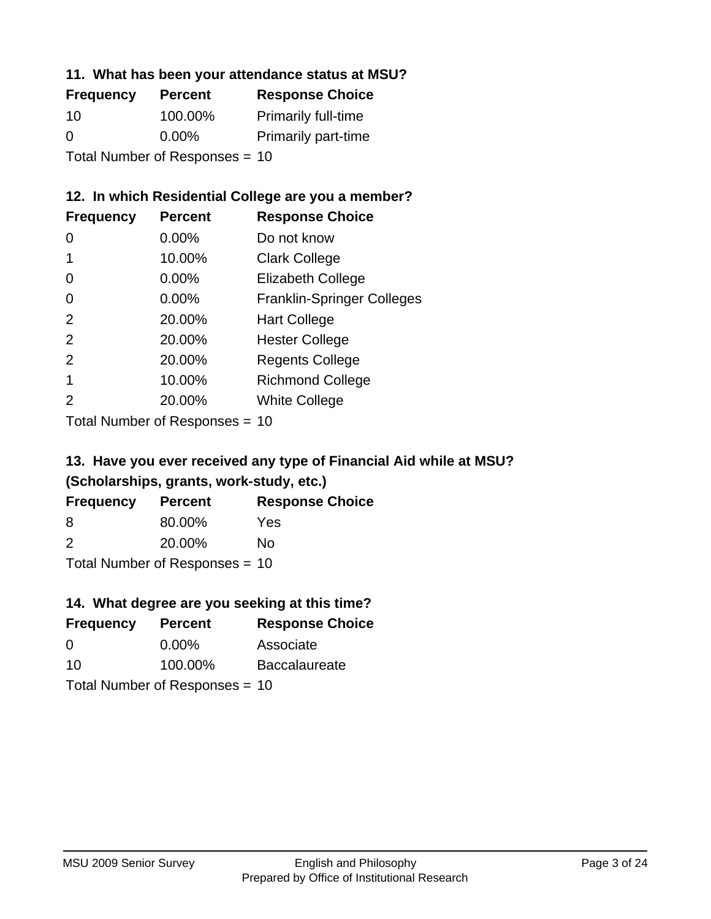### 11. What has been your attendance status at MSU?

| Frequency | Percent | Response Choice |
|---|---|---|
| 10 | 100.00% | Primarily full-time |
| 0 | 0.00% | Primarily part-time |

Total Number of Responses = 10

### 12. In which Residential College are you a member?

| Frequency | Percent | Response Choice |
|---|---|---|
| 0 | 0.00% | Do not know |
| 1 | 10.00% | Clark College |
| 0 | 0.00% | Elizabeth College |
| 0 | 0.00% | Franklin-Springer Colleges |
| 2 | 20.00% | Hart College |
| 2 | 20.00% | Hester College |
| 2 | 20.00% | Regents College |
| 1 | 10.00% | Richmond College |
| 2 | 20.00% | White College |

Total Number of Responses = 10

### 13. Have you ever received any type of Financial Aid while at MSU? (Scholarships, grants, work-study, etc.)

| Frequency | Percent | Response Choice |
|---|---|---|
| 8 | 80.00% | Yes |
| 2 | 20.00% | No |

Total Number of Responses = 10

### 14. What degree are you seeking at this time?

| Frequency | Percent | Response Choice |
|---|---|---|
| 0 | 0.00% | Associate |
| 10 | 100.00% | Baccalaureate |

Total Number of Responses = 10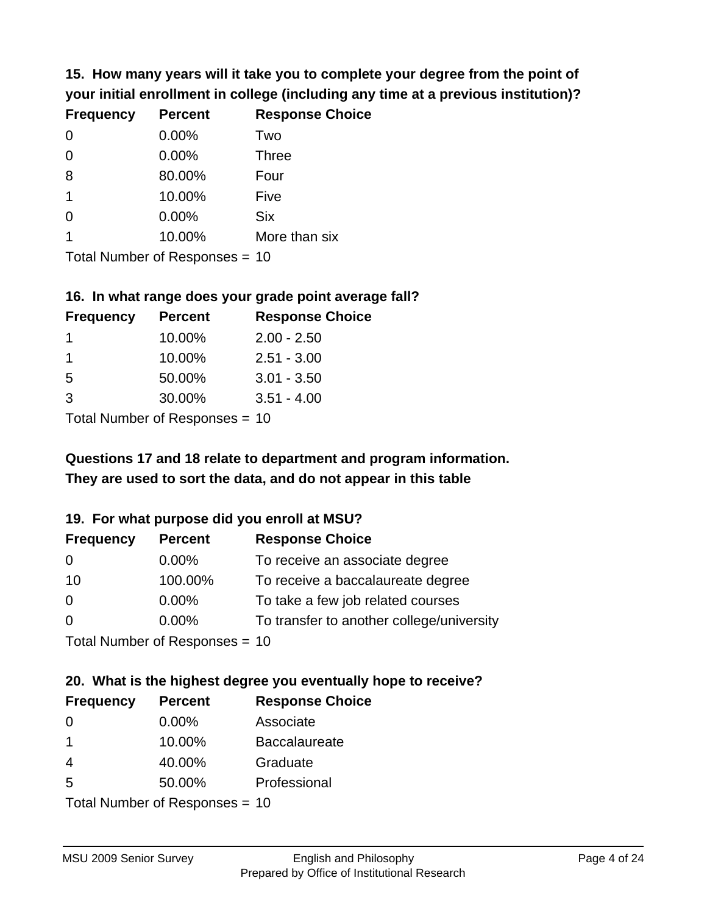**15. How many years will it take you to complete your degree from the point of your initial enrollment in college (including any time at a previous institution)?**

| Frequency | Percent | Response Choice |
|---|---|---|
| 0 | 0.00% | Two |
| 0 | 0.00% | Three |
| 8 | 80.00% | Four |
| 1 | 10.00% | Five |
| 0 | 0.00% | Six |
| 1 | 10.00% | More than six |

Total Number of Responses = 10

**16. In what range does your grade point average fall?**

| Frequency | Percent | Response Choice |
|---|---|---|
| 1 | 10.00% | 2.00 - 2.50 |
| 1 | 10.00% | 2.51 - 3.00 |
| 5 | 50.00% | 3.01 - 3.50 |
| 3 | 30.00% | 3.51 - 4.00 |

Total Number of Responses = 10

**Questions 17 and 18 relate to department and program information. They are used to sort the data, and do not appear in this table**

**19. For what purpose did you enroll at MSU?**

| Frequency | Percent | Response Choice |
|---|---|---|
| 0 | 0.00% | To receive an associate degree |
| 10 | 100.00% | To receive a baccalaureate degree |
| 0 | 0.00% | To take a few job related courses |
| 0 | 0.00% | To transfer to another college/university |

Total Number of Responses = 10

**20. What is the highest degree you eventually hope to receive?**

| Frequency | Percent | Response Choice |
|---|---|---|
| 0 | 0.00% | Associate |
| 1 | 10.00% | Baccalaureate |
| 4 | 40.00% | Graduate |
| 5 | 50.00% | Professional |

Total Number of Responses = 10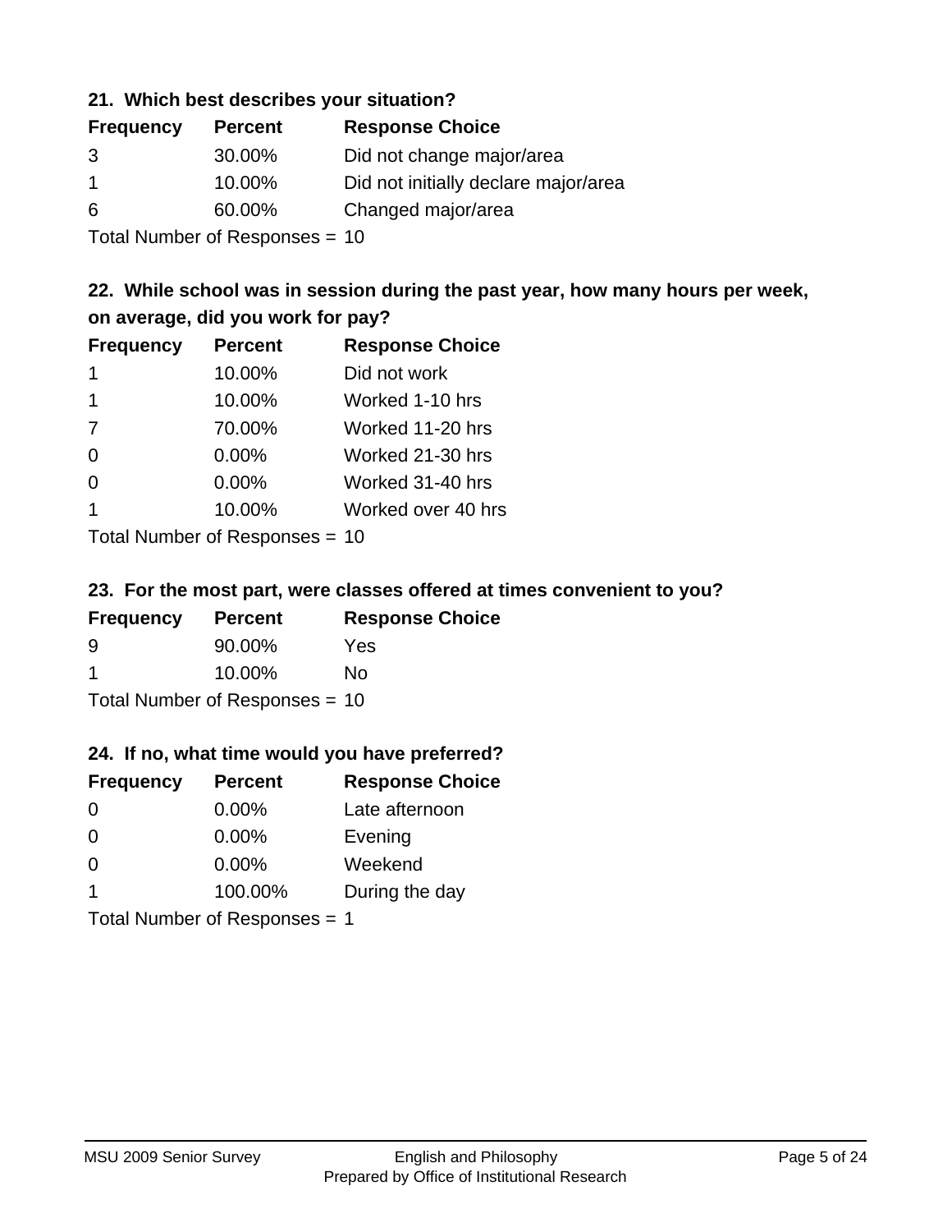### 21. Which best describes your situation?

| Frequency | Percent | Response Choice |
| --- | --- | --- |
| 3 | 30.00% | Did not change major/area |
| 1 | 10.00% | Did not initially declare major/area |
| 6 | 60.00% | Changed major/area |

Total Number of Responses = 10

### 22. While school was in session during the past year, how many hours per week, on average, did you work for pay?

| Frequency | Percent | Response Choice |
| --- | --- | --- |
| 1 | 10.00% | Did not work |
| 1 | 10.00% | Worked 1-10 hrs |
| 7 | 70.00% | Worked 11-20 hrs |
| 0 | 0.00% | Worked 21-30 hrs |
| 0 | 0.00% | Worked 31-40 hrs |
| 1 | 10.00% | Worked over 40 hrs |

Total Number of Responses = 10

### 23. For the most part, were classes offered at times convenient to you?

| Frequency | Percent | Response Choice |
| --- | --- | --- |
| 9 | 90.00% | Yes |
| 1 | 10.00% | No |

Total Number of Responses = 10

### 24. If no, what time would you have preferred?

| Frequency | Percent | Response Choice |
| --- | --- | --- |
| 0 | 0.00% | Late afternoon |
| 0 | 0.00% | Evening |
| 0 | 0.00% | Weekend |
| 1 | 100.00% | During the day |

Total Number of Responses = 1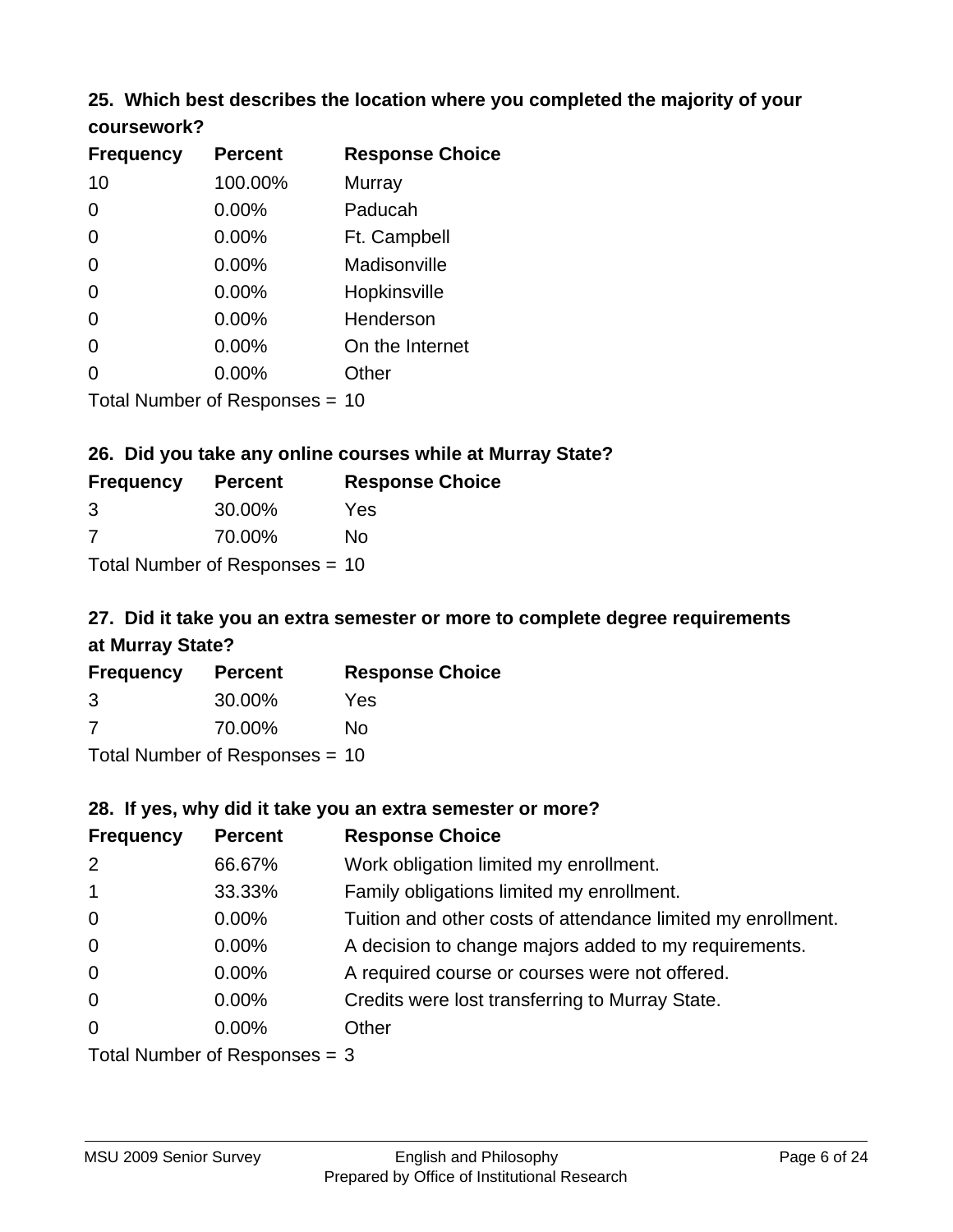### 25. Which best describes the location where you completed the majority of your coursework?

| Frequency | Percent | Response Choice |
|---|---|---|
| 10 | 100.00% | Murray |
| 0 | 0.00% | Paducah |
| 0 | 0.00% | Ft. Campbell |
| 0 | 0.00% | Madisonville |
| 0 | 0.00% | Hopkinsville |
| 0 | 0.00% | Henderson |
| 0 | 0.00% | On the Internet |
| 0 | 0.00% | Other |

Total Number of Responses = 10

### 26. Did you take any online courses while at Murray State?

| Frequency | Percent | Response Choice |
|---|---|---|
| 3 | 30.00% | Yes |
| 7 | 70.00% | No |

Total Number of Responses = 10

### 27. Did it take you an extra semester or more to complete degree requirements at Murray State?

| Frequency | Percent | Response Choice |
|---|---|---|
| 3 | 30.00% | Yes |
| 7 | 70.00% | No |

Total Number of Responses = 10

### 28. If yes, why did it take you an extra semester or more?

| Frequency | Percent | Response Choice |
|---|---|---|
| 2 | 66.67% | Work obligation limited my enrollment. |
| 1 | 33.33% | Family obligations limited my enrollment. |
| 0 | 0.00% | Tuition and other costs of attendance limited my enrollment. |
| 0 | 0.00% | A decision to change majors added to my requirements. |
| 0 | 0.00% | A required course or courses were not offered. |
| 0 | 0.00% | Credits were lost transferring to Murray State. |
| 0 | 0.00% | Other |

Total Number of Responses = 3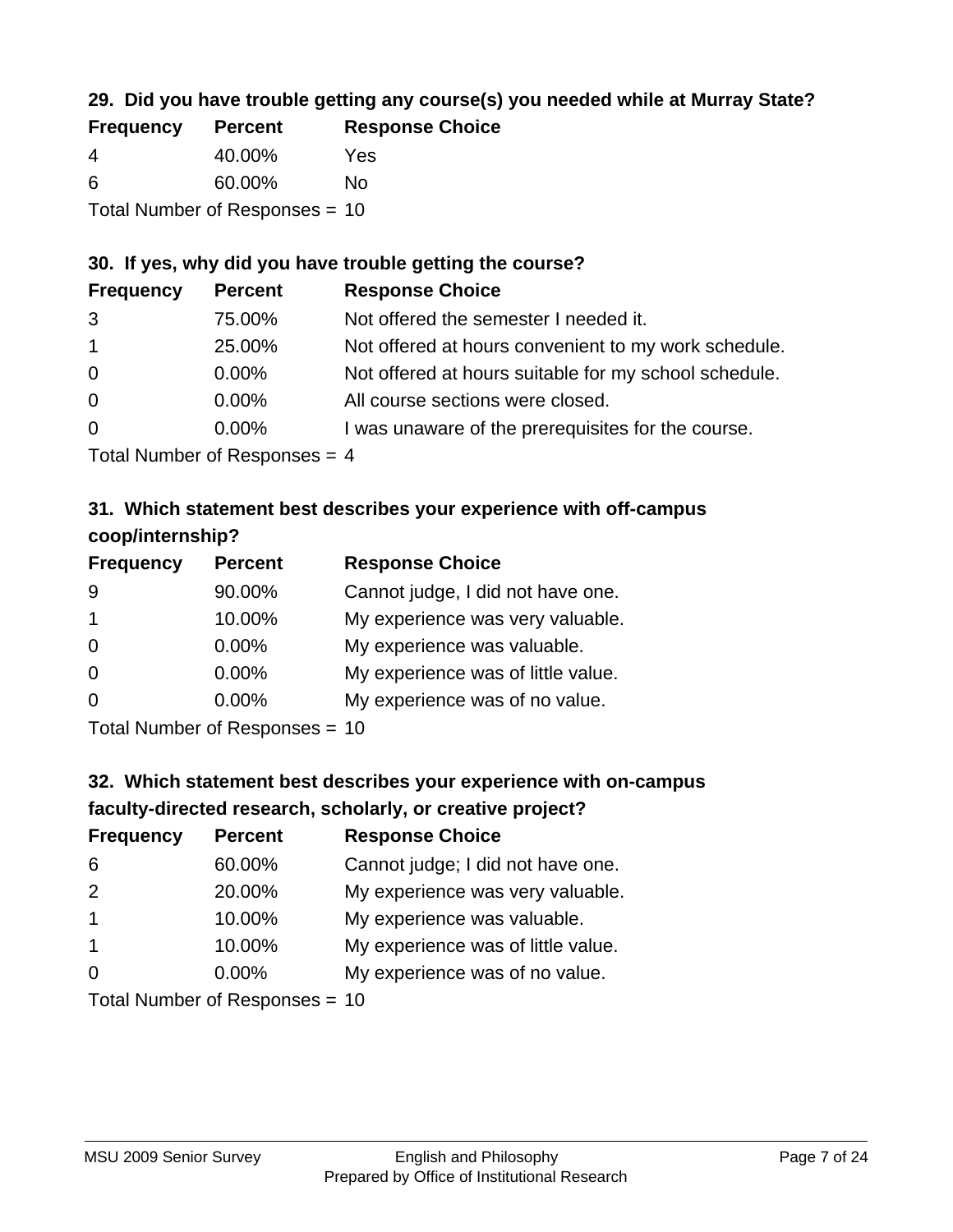### 29. Did you have trouble getting any course(s) you needed while at Murray State?

| Frequency | Percent | Response Choice |
|---|---|---|
| 4 | 40.00% | Yes |
| 6 | 60.00% | No |

Total Number of Responses = 10

### 30. If yes, why did you have trouble getting the course?

| Frequency | Percent | Response Choice |
|---|---|---|
| 3 | 75.00% | Not offered the semester I needed it. |
| 1 | 25.00% | Not offered at hours convenient to my work schedule. |
| 0 | 0.00% | Not offered at hours suitable for my school schedule. |
| 0 | 0.00% | All course sections were closed. |
| 0 | 0.00% | I was unaware of the prerequisites for the course. |

Total Number of Responses = 4

### 31. Which statement best describes your experience with off-campus coop/internship?

| Frequency | Percent | Response Choice |
|---|---|---|
| 9 | 90.00% | Cannot judge, I did not have one. |
| 1 | 10.00% | My experience was very valuable. |
| 0 | 0.00% | My experience was valuable. |
| 0 | 0.00% | My experience was of little value. |
| 0 | 0.00% | My experience was of no value. |

Total Number of Responses = 10

### 32. Which statement best describes your experience with on-campus faculty-directed research, scholarly, or creative project?

| Frequency | Percent | Response Choice |
|---|---|---|
| 6 | 60.00% | Cannot judge; I did not have one. |
| 2 | 20.00% | My experience was very valuable. |
| 1 | 10.00% | My experience was valuable. |
| 1 | 10.00% | My experience was of little value. |
| 0 | 0.00% | My experience was of no value. |

Total Number of Responses = 10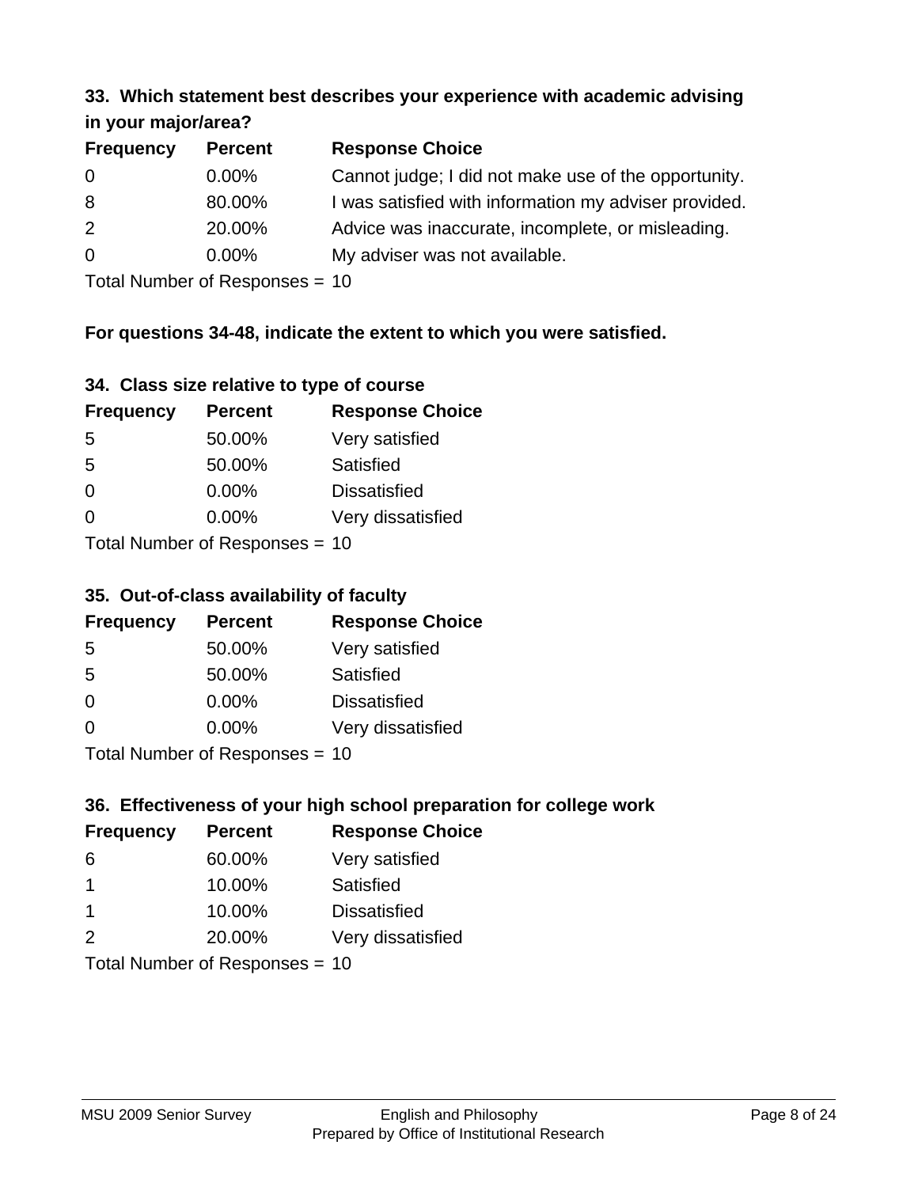### 33. Which statement best describes your experience with academic advising in your major/area?

| Frequency | Percent | Response Choice |
|---|---|---|
| 0 | 0.00% | Cannot judge; I did not make use of the opportunity. |
| 8 | 80.00% | I was satisfied with information my adviser provided. |
| 2 | 20.00% | Advice was inaccurate, incomplete, or misleading. |
| 0 | 0.00% | My adviser was not available. |

Total Number of Responses = 10

**For questions 34-48, indicate the extent to which you were satisfied.**

### 34. Class size relative to type of course

| Frequency | Percent | Response Choice |
|---|---|---|
| 5 | 50.00% | Very satisfied |
| 5 | 50.00% | Satisfied |
| 0 | 0.00% | Dissatisfied |
| 0 | 0.00% | Very dissatisfied |

Total Number of Responses = 10

### 35. Out-of-class availability of faculty

| Frequency | Percent | Response Choice |
|---|---|---|
| 5 | 50.00% | Very satisfied |
| 5 | 50.00% | Satisfied |
| 0 | 0.00% | Dissatisfied |
| 0 | 0.00% | Very dissatisfied |

Total Number of Responses = 10

### 36. Effectiveness of your high school preparation for college work

| Frequency | Percent | Response Choice |
|---|---|---|
| 6 | 60.00% | Very satisfied |
| 1 | 10.00% | Satisfied |
| 1 | 10.00% | Dissatisfied |
| 2 | 20.00% | Very dissatisfied |

Total Number of Responses = 10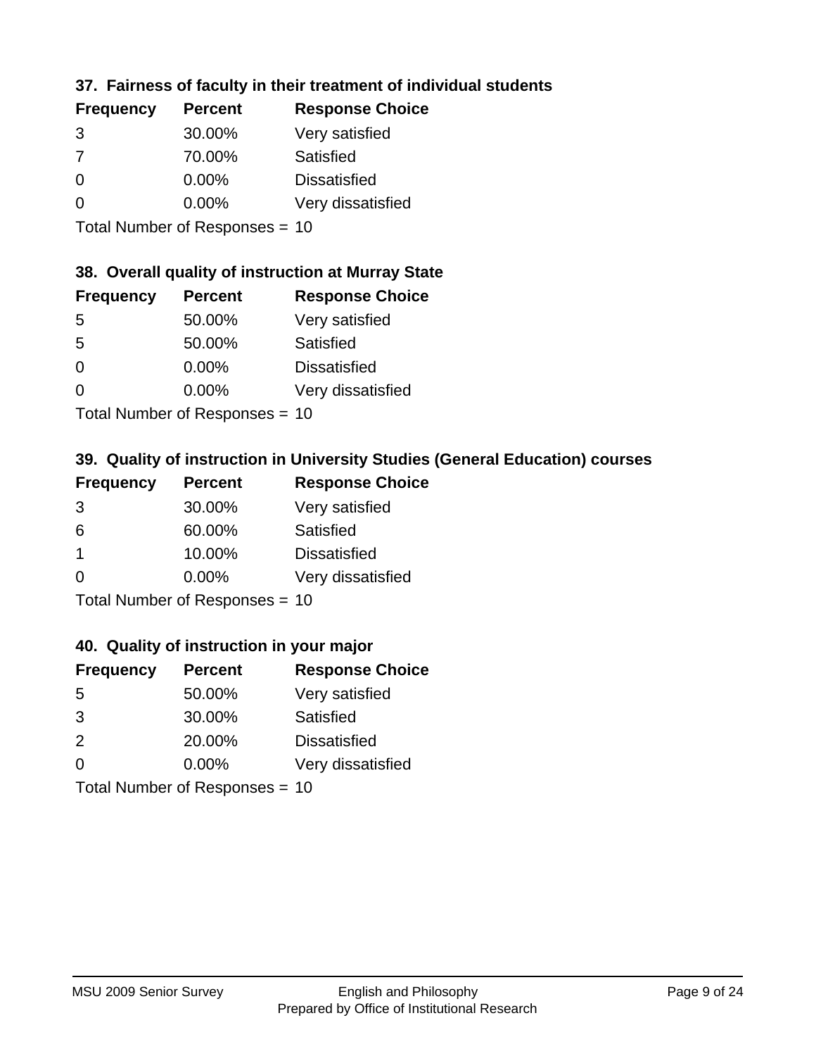### 37. Fairness of faculty in their treatment of individual students

| Frequency | Percent | Response Choice |
|---|---|---|
| 3 | 30.00% | Very satisfied |
| 7 | 70.00% | Satisfied |
| 0 | 0.00% | Dissatisfied |
| 0 | 0.00% | Very dissatisfied |

Total Number of Responses = 10

### 38. Overall quality of instruction at Murray State

| Frequency | Percent | Response Choice |
|---|---|---|
| 5 | 50.00% | Very satisfied |
| 5 | 50.00% | Satisfied |
| 0 | 0.00% | Dissatisfied |
| 0 | 0.00% | Very dissatisfied |

Total Number of Responses = 10

### 39. Quality of instruction in University Studies (General Education) courses

| Frequency | Percent | Response Choice |
|---|---|---|
| 3 | 30.00% | Very satisfied |
| 6 | 60.00% | Satisfied |
| 1 | 10.00% | Dissatisfied |
| 0 | 0.00% | Very dissatisfied |

Total Number of Responses = 10

### 40. Quality of instruction in your major

| Frequency | Percent | Response Choice |
|---|---|---|
| 5 | 50.00% | Very satisfied |
| 3 | 30.00% | Satisfied |
| 2 | 20.00% | Dissatisfied |
| 0 | 0.00% | Very dissatisfied |

Total Number of Responses = 10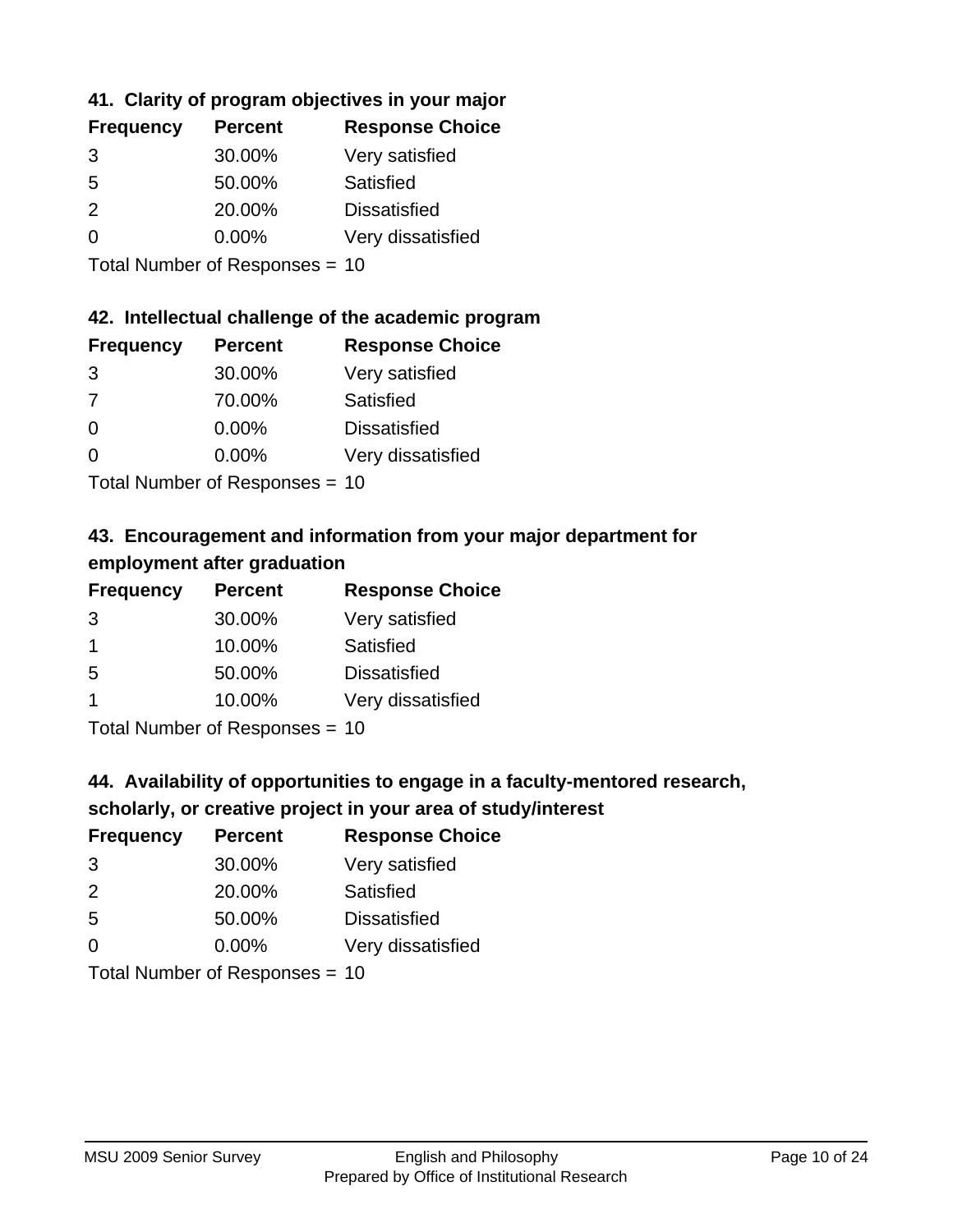### 41. Clarity of program objectives in your major

| Frequency | Percent | Response Choice |
| --- | --- | --- |
| 3 | 30.00% | Very satisfied |
| 5 | 50.00% | Satisfied |
| 2 | 20.00% | Dissatisfied |
| 0 | 0.00% | Very dissatisfied |

Total Number of Responses = 10

### 42. Intellectual challenge of the academic program

| Frequency | Percent | Response Choice |
| --- | --- | --- |
| 3 | 30.00% | Very satisfied |
| 7 | 70.00% | Satisfied |
| 0 | 0.00% | Dissatisfied |
| 0 | 0.00% | Very dissatisfied |

Total Number of Responses = 10

### 43. Encouragement and information from your major department for employment after graduation

| Frequency | Percent | Response Choice |
| --- | --- | --- |
| 3 | 30.00% | Very satisfied |
| 1 | 10.00% | Satisfied |
| 5 | 50.00% | Dissatisfied |
| 1 | 10.00% | Very dissatisfied |

Total Number of Responses = 10

### 44. Availability of opportunities to engage in a faculty-mentored research, scholarly, or creative project in your area of study/interest

| Frequency | Percent | Response Choice |
| --- | --- | --- |
| 3 | 30.00% | Very satisfied |
| 2 | 20.00% | Satisfied |
| 5 | 50.00% | Dissatisfied |
| 0 | 0.00% | Very dissatisfied |

Total Number of Responses = 10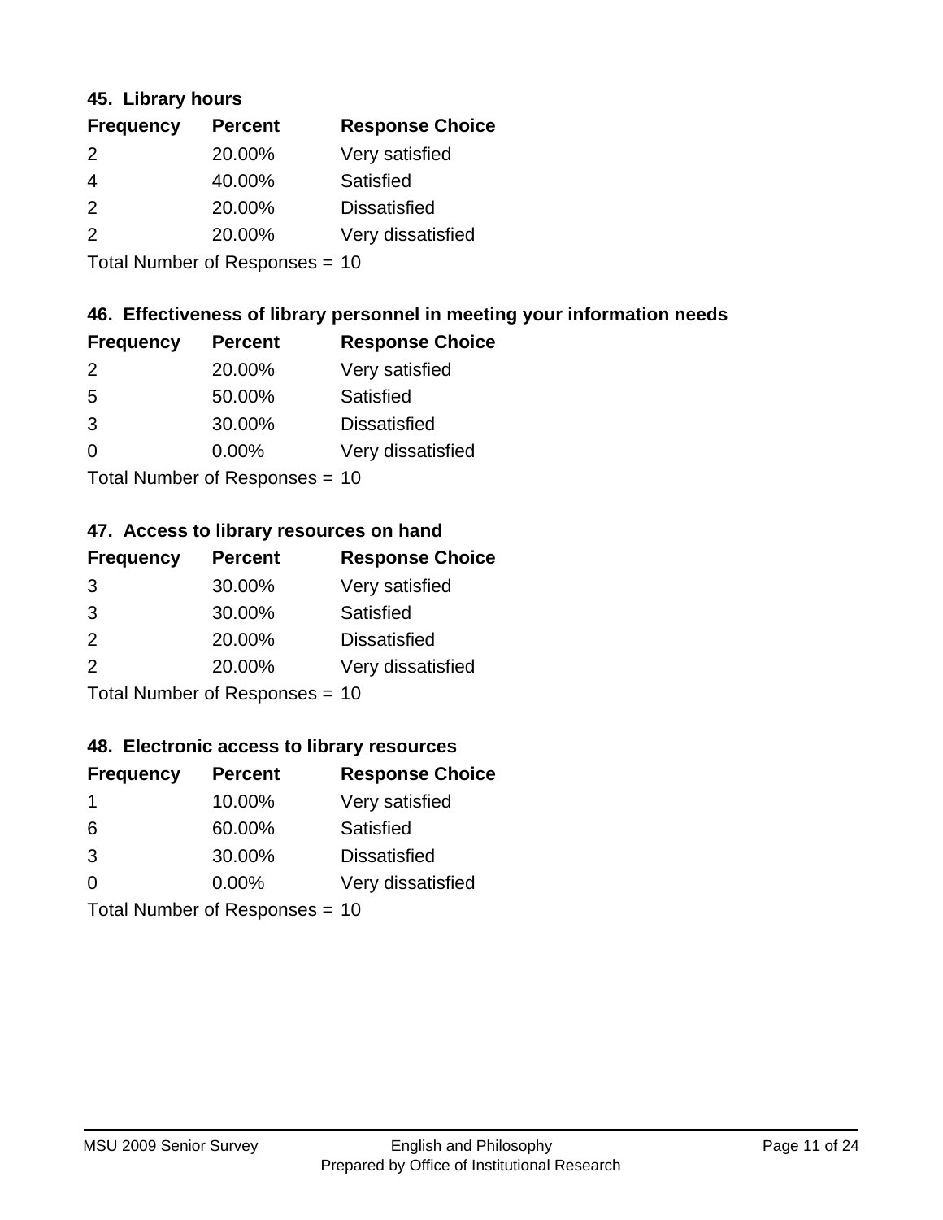### 45. Library hours

| Frequency | Percent | Response Choice |
|---|---|---|
| 2 | 20.00% | Very satisfied |
| 4 | 40.00% | Satisfied |
| 2 | 20.00% | Dissatisfied |
| 2 | 20.00% | Very dissatisfied |

Total Number of Responses = 10

### 46. Effectiveness of library personnel in meeting your information needs

| Frequency | Percent | Response Choice |
|---|---|---|
| 2 | 20.00% | Very satisfied |
| 5 | 50.00% | Satisfied |
| 3 | 30.00% | Dissatisfied |
| 0 | 0.00% | Very dissatisfied |

Total Number of Responses = 10

### 47. Access to library resources on hand

| Frequency | Percent | Response Choice |
|---|---|---|
| 3 | 30.00% | Very satisfied |
| 3 | 30.00% | Satisfied |
| 2 | 20.00% | Dissatisfied |
| 2 | 20.00% | Very dissatisfied |

Total Number of Responses = 10

### 48. Electronic access to library resources

| Frequency | Percent | Response Choice |
|---|---|---|
| 1 | 10.00% | Very satisfied |
| 6 | 60.00% | Satisfied |
| 3 | 30.00% | Dissatisfied |
| 0 | 0.00% | Very dissatisfied |

Total Number of Responses = 10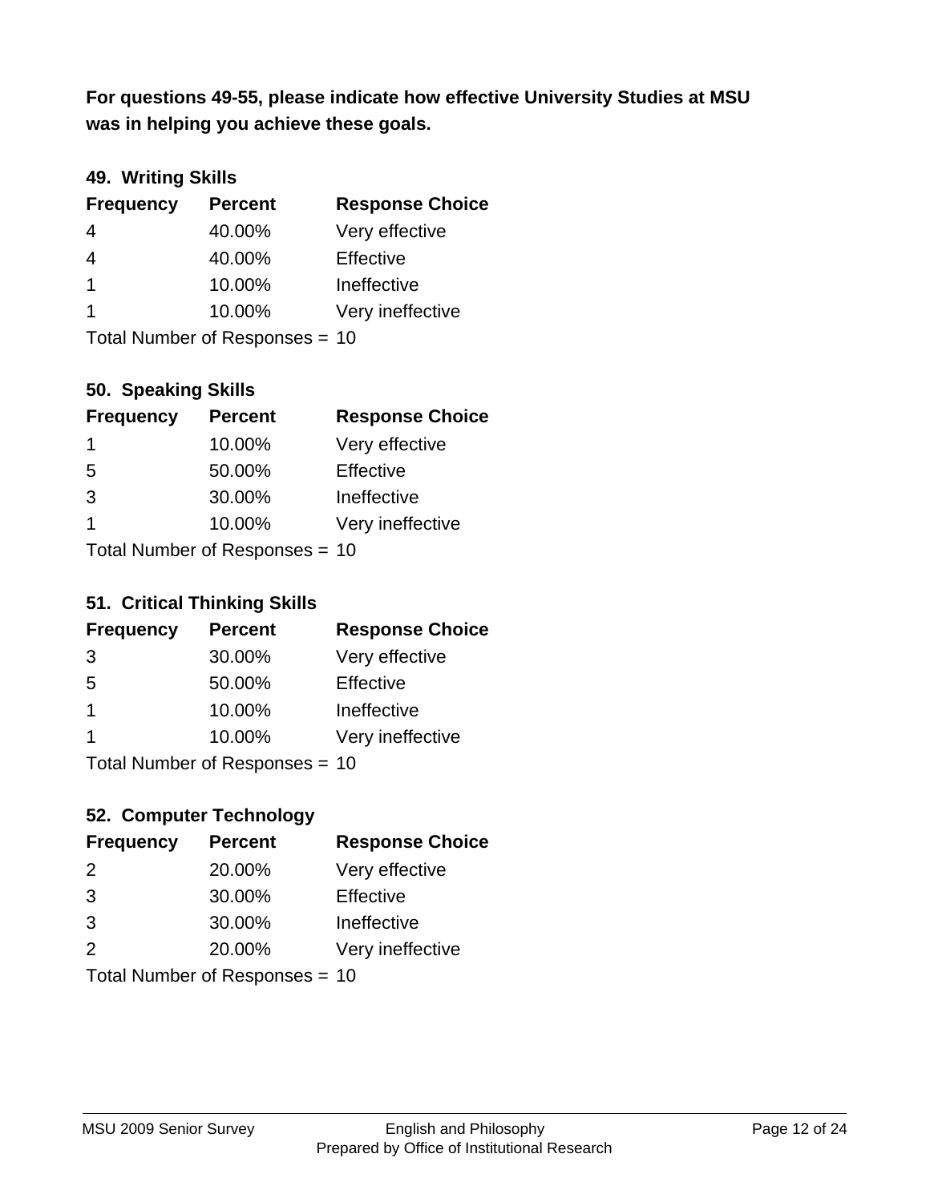**For questions 49-55, please indicate how effective University Studies at MSU was in helping you achieve these goals.**

### 49. Writing Skills

| Frequency | Percent | Response Choice |
|---|---|---|
| 4 | 40.00% | Very effective |
| 4 | 40.00% | Effective |
| 1 | 10.00% | Ineffective |
| 1 | 10.00% | Very ineffective |

Total Number of Responses = 10

### 50. Speaking Skills

| Frequency | Percent | Response Choice |
|---|---|---|
| 1 | 10.00% | Very effective |
| 5 | 50.00% | Effective |
| 3 | 30.00% | Ineffective |
| 1 | 10.00% | Very ineffective |

Total Number of Responses = 10

### 51. Critical Thinking Skills

| Frequency | Percent | Response Choice |
|---|---|---|
| 3 | 30.00% | Very effective |
| 5 | 50.00% | Effective |
| 1 | 10.00% | Ineffective |
| 1 | 10.00% | Very ineffective |

Total Number of Responses = 10

### 52. Computer Technology

| Frequency | Percent | Response Choice |
|---|---|---|
| 2 | 20.00% | Very effective |
| 3 | 30.00% | Effective |
| 3 | 30.00% | Ineffective |
| 2 | 20.00% | Very ineffective |

Total Number of Responses = 10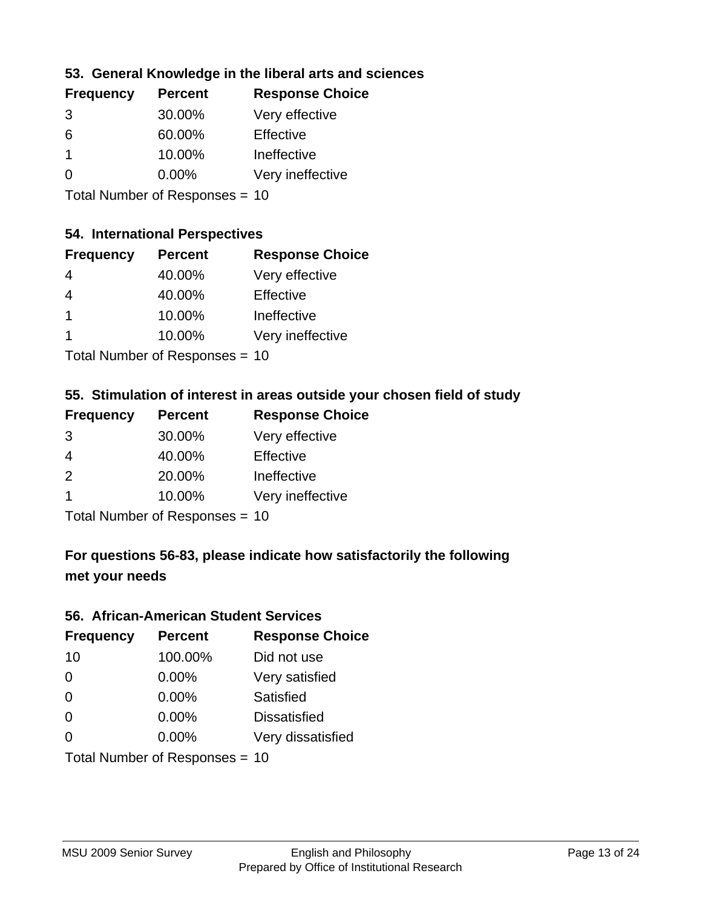### 53. General Knowledge in the liberal arts and sciences

| Frequency | Percent | Response Choice |
|---|---|---|
| 3 | 30.00% | Very effective |
| 6 | 60.00% | Effective |
| 1 | 10.00% | Ineffective |
| 0 | 0.00% | Very ineffective |

Total Number of Responses = 10

### 54. International Perspectives

| Frequency | Percent | Response Choice |
|---|---|---|
| 4 | 40.00% | Very effective |
| 4 | 40.00% | Effective |
| 1 | 10.00% | Ineffective |
| 1 | 10.00% | Very ineffective |

Total Number of Responses = 10

### 55. Stimulation of interest in areas outside your chosen field of study

| Frequency | Percent | Response Choice |
|---|---|---|
| 3 | 30.00% | Very effective |
| 4 | 40.00% | Effective |
| 2 | 20.00% | Ineffective |
| 1 | 10.00% | Very ineffective |

Total Number of Responses = 10

## For questions 56-83, please indicate how satisfactorily the following met your needs

### 56. African-American Student Services

| Frequency | Percent | Response Choice |
|---|---|---|
| 10 | 100.00% | Did not use |
| 0 | 0.00% | Very satisfied |
| 0 | 0.00% | Satisfied |
| 0 | 0.00% | Dissatisfied |
| 0 | 0.00% | Very dissatisfied |

Total Number of Responses = 10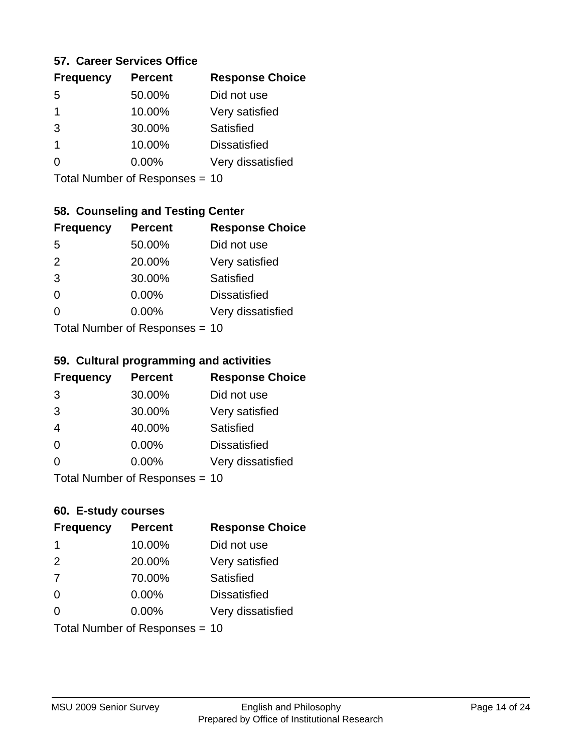### 57. Career Services Office

| Frequency | Percent | Response Choice |
|---|---|---|
| 5 | 50.00% | Did not use |
| 1 | 10.00% | Very satisfied |
| 3 | 30.00% | Satisfied |
| 1 | 10.00% | Dissatisfied |
| 0 | 0.00% | Very dissatisfied |

Total Number of Responses = 10

### 58. Counseling and Testing Center

| Frequency | Percent | Response Choice |
|---|---|---|
| 5 | 50.00% | Did not use |
| 2 | 20.00% | Very satisfied |
| 3 | 30.00% | Satisfied |
| 0 | 0.00% | Dissatisfied |
| 0 | 0.00% | Very dissatisfied |

Total Number of Responses = 10

### 59. Cultural programming and activities

| Frequency | Percent | Response Choice |
|---|---|---|
| 3 | 30.00% | Did not use |
| 3 | 30.00% | Very satisfied |
| 4 | 40.00% | Satisfied |
| 0 | 0.00% | Dissatisfied |
| 0 | 0.00% | Very dissatisfied |

Total Number of Responses = 10

### 60. E-study courses

| Frequency | Percent | Response Choice |
|---|---|---|
| 1 | 10.00% | Did not use |
| 2 | 20.00% | Very satisfied |
| 7 | 70.00% | Satisfied |
| 0 | 0.00% | Dissatisfied |
| 0 | 0.00% | Very dissatisfied |

Total Number of Responses = 10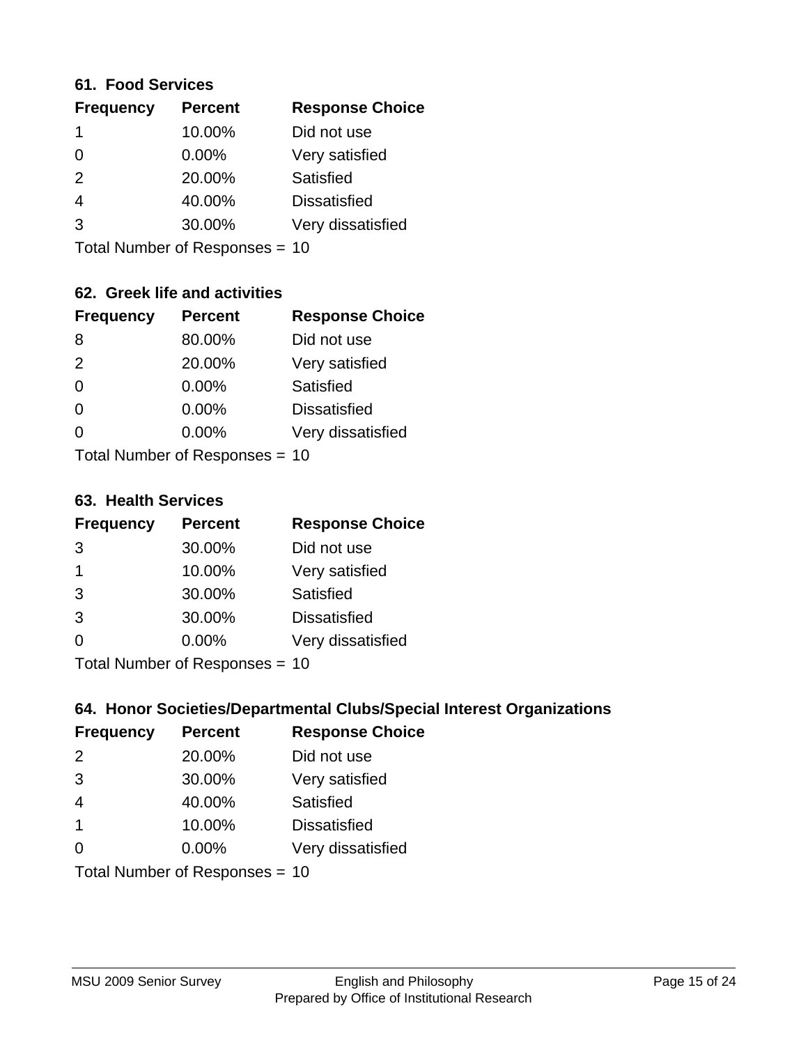### 61. Food Services

| Frequency | Percent | Response Choice |
| --- | --- | --- |
| 1 | 10.00% | Did not use |
| 0 | 0.00% | Very satisfied |
| 2 | 20.00% | Satisfied |
| 4 | 40.00% | Dissatisfied |
| 3 | 30.00% | Very dissatisfied |

Total Number of Responses = 10

### 62. Greek life and activities

| Frequency | Percent | Response Choice |
| --- | --- | --- |
| 8 | 80.00% | Did not use |
| 2 | 20.00% | Very satisfied |
| 0 | 0.00% | Satisfied |
| 0 | 0.00% | Dissatisfied |
| 0 | 0.00% | Very dissatisfied |

Total Number of Responses = 10

### 63. Health Services

| Frequency | Percent | Response Choice |
| --- | --- | --- |
| 3 | 30.00% | Did not use |
| 1 | 10.00% | Very satisfied |
| 3 | 30.00% | Satisfied |
| 3 | 30.00% | Dissatisfied |
| 0 | 0.00% | Very dissatisfied |

Total Number of Responses = 10

### 64. Honor Societies/Departmental Clubs/Special Interest Organizations

| Frequency | Percent | Response Choice |
| --- | --- | --- |
| 2 | 20.00% | Did not use |
| 3 | 30.00% | Very satisfied |
| 4 | 40.00% | Satisfied |
| 1 | 10.00% | Dissatisfied |
| 0 | 0.00% | Very dissatisfied |

Total Number of Responses = 10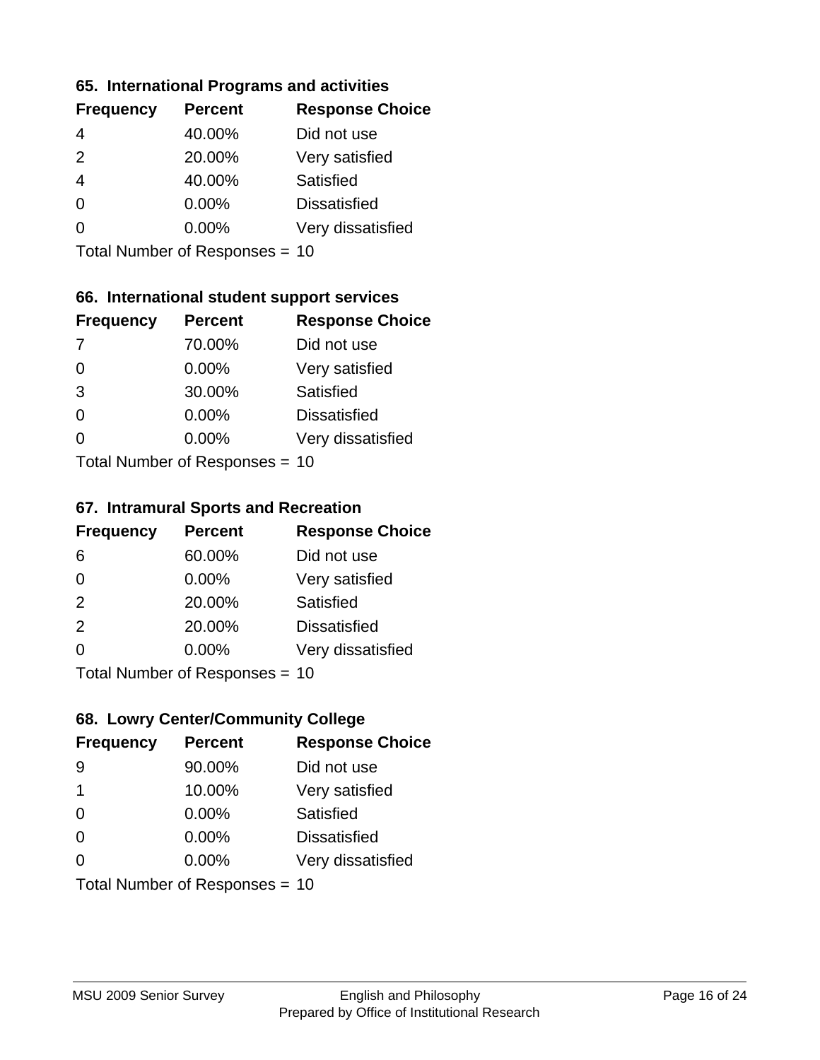### 65. International Programs and activities

| Frequency | Percent | Response Choice |
|---|---|---|
| 4 | 40.00% | Did not use |
| 2 | 20.00% | Very satisfied |
| 4 | 40.00% | Satisfied |
| 0 | 0.00% | Dissatisfied |
| 0 | 0.00% | Very dissatisfied |

Total Number of Responses = 10

### 66. International student support services

| Frequency | Percent | Response Choice |
|---|---|---|
| 7 | 70.00% | Did not use |
| 0 | 0.00% | Very satisfied |
| 3 | 30.00% | Satisfied |
| 0 | 0.00% | Dissatisfied |
| 0 | 0.00% | Very dissatisfied |

Total Number of Responses = 10

### 67. Intramural Sports and Recreation

| Frequency | Percent | Response Choice |
|---|---|---|
| 6 | 60.00% | Did not use |
| 0 | 0.00% | Very satisfied |
| 2 | 20.00% | Satisfied |
| 2 | 20.00% | Dissatisfied |
| 0 | 0.00% | Very dissatisfied |

Total Number of Responses = 10

### 68. Lowry Center/Community College

| Frequency | Percent | Response Choice |
|---|---|---|
| 9 | 90.00% | Did not use |
| 1 | 10.00% | Very satisfied |
| 0 | 0.00% | Satisfied |
| 0 | 0.00% | Dissatisfied |
| 0 | 0.00% | Very dissatisfied |

Total Number of Responses = 10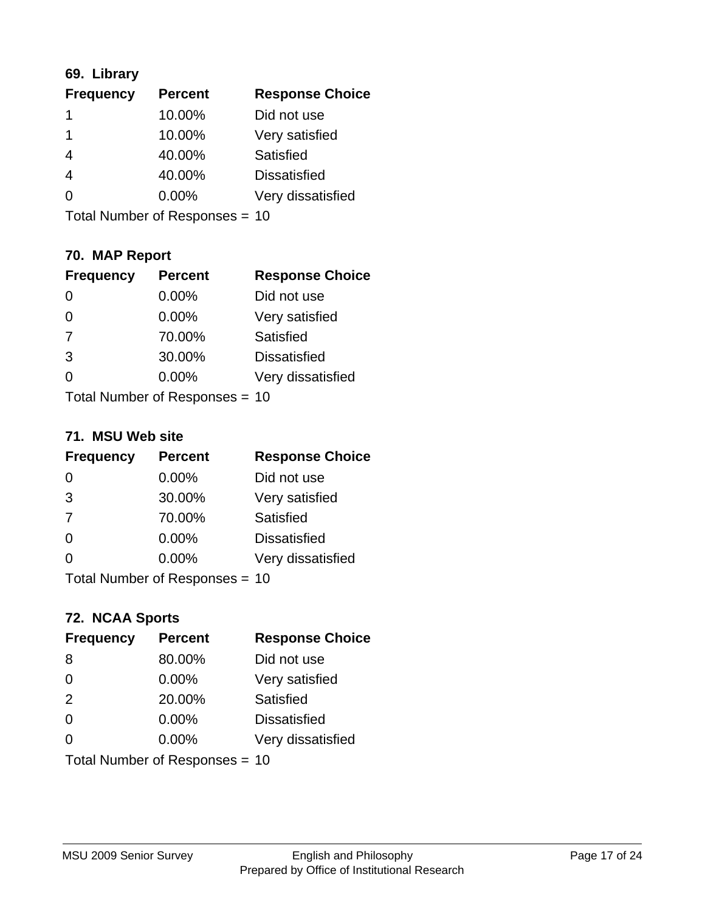### 69. Library

| Frequency | Percent | Response Choice |
|---|---|---|
| 1 | 10.00% | Did not use |
| 1 | 10.00% | Very satisfied |
| 4 | 40.00% | Satisfied |
| 4 | 40.00% | Dissatisfied |
| 0 | 0.00% | Very dissatisfied |

Total Number of Responses = 10

### 70. MAP Report

| Frequency | Percent | Response Choice |
|---|---|---|
| 0 | 0.00% | Did not use |
| 0 | 0.00% | Very satisfied |
| 7 | 70.00% | Satisfied |
| 3 | 30.00% | Dissatisfied |
| 0 | 0.00% | Very dissatisfied |

Total Number of Responses = 10

### 71. MSU Web site

| Frequency | Percent | Response Choice |
|---|---|---|
| 0 | 0.00% | Did not use |
| 3 | 30.00% | Very satisfied |
| 7 | 70.00% | Satisfied |
| 0 | 0.00% | Dissatisfied |
| 0 | 0.00% | Very dissatisfied |

Total Number of Responses = 10

### 72. NCAA Sports

| Frequency | Percent | Response Choice |
|---|---|---|
| 8 | 80.00% | Did not use |
| 0 | 0.00% | Very satisfied |
| 2 | 20.00% | Satisfied |
| 0 | 0.00% | Dissatisfied |
| 0 | 0.00% | Very dissatisfied |

Total Number of Responses = 10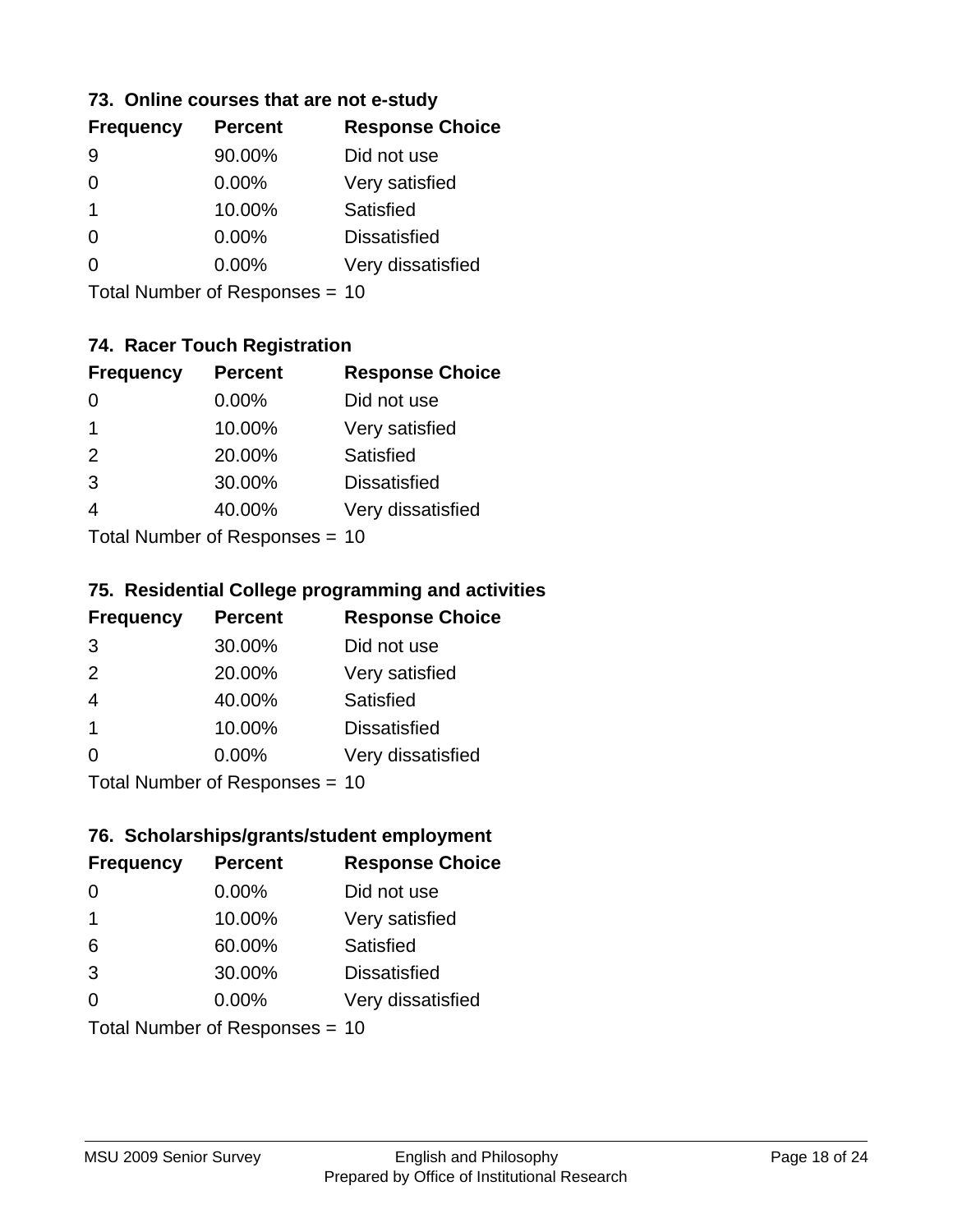### 73. Online courses that are not e-study

| Frequency | Percent | Response Choice |
|---|---|---|
| 9 | 90.00% | Did not use |
| 0 | 0.00% | Very satisfied |
| 1 | 10.00% | Satisfied |
| 0 | 0.00% | Dissatisfied |
| 0 | 0.00% | Very dissatisfied |

Total Number of Responses = 10

### 74. Racer Touch Registration

| Frequency | Percent | Response Choice |
|---|---|---|
| 0 | 0.00% | Did not use |
| 1 | 10.00% | Very satisfied |
| 2 | 20.00% | Satisfied |
| 3 | 30.00% | Dissatisfied |
| 4 | 40.00% | Very dissatisfied |

Total Number of Responses = 10

### 75. Residential College programming and activities

| Frequency | Percent | Response Choice |
|---|---|---|
| 3 | 30.00% | Did not use |
| 2 | 20.00% | Very satisfied |
| 4 | 40.00% | Satisfied |
| 1 | 10.00% | Dissatisfied |
| 0 | 0.00% | Very dissatisfied |

Total Number of Responses = 10

### 76. Scholarships/grants/student employment

| Frequency | Percent | Response Choice |
|---|---|---|
| 0 | 0.00% | Did not use |
| 1 | 10.00% | Very satisfied |
| 6 | 60.00% | Satisfied |
| 3 | 30.00% | Dissatisfied |
| 0 | 0.00% | Very dissatisfied |

Total Number of Responses = 10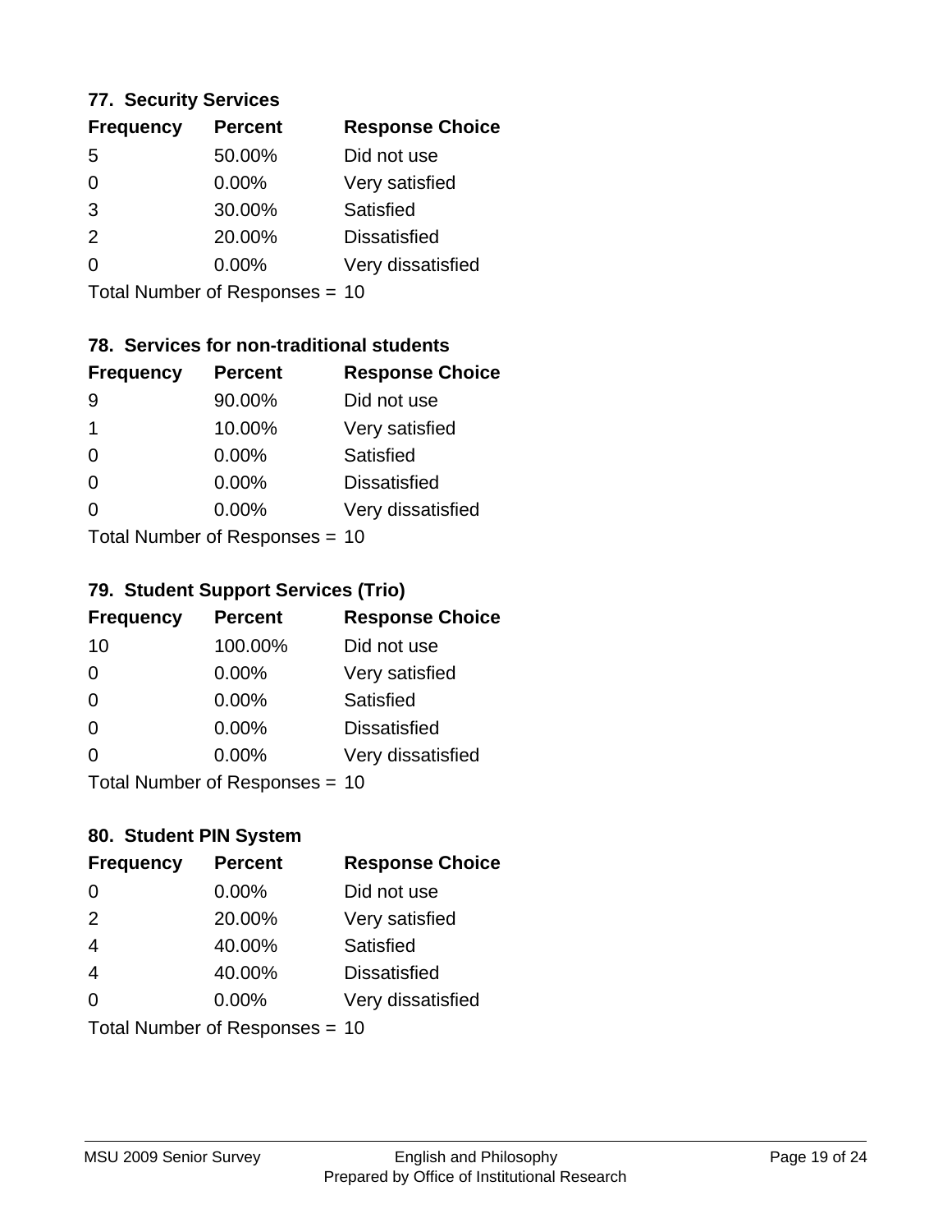### 77. Security Services

| Frequency | Percent | Response Choice |
|---|---|---|
| 5 | 50.00% | Did not use |
| 0 | 0.00% | Very satisfied |
| 3 | 30.00% | Satisfied |
| 2 | 20.00% | Dissatisfied |
| 0 | 0.00% | Very dissatisfied |

Total Number of Responses = 10

### 78. Services for non-traditional students

| Frequency | Percent | Response Choice |
|---|---|---|
| 9 | 90.00% | Did not use |
| 1 | 10.00% | Very satisfied |
| 0 | 0.00% | Satisfied |
| 0 | 0.00% | Dissatisfied |
| 0 | 0.00% | Very dissatisfied |

Total Number of Responses = 10

### 79. Student Support Services (Trio)

| Frequency | Percent | Response Choice |
|---|---|---|
| 10 | 100.00% | Did not use |
| 0 | 0.00% | Very satisfied |
| 0 | 0.00% | Satisfied |
| 0 | 0.00% | Dissatisfied |
| 0 | 0.00% | Very dissatisfied |

Total Number of Responses = 10

### 80. Student PIN System

| Frequency | Percent | Response Choice |
|---|---|---|
| 0 | 0.00% | Did not use |
| 2 | 20.00% | Very satisfied |
| 4 | 40.00% | Satisfied |
| 4 | 40.00% | Dissatisfied |
| 0 | 0.00% | Very dissatisfied |

Total Number of Responses = 10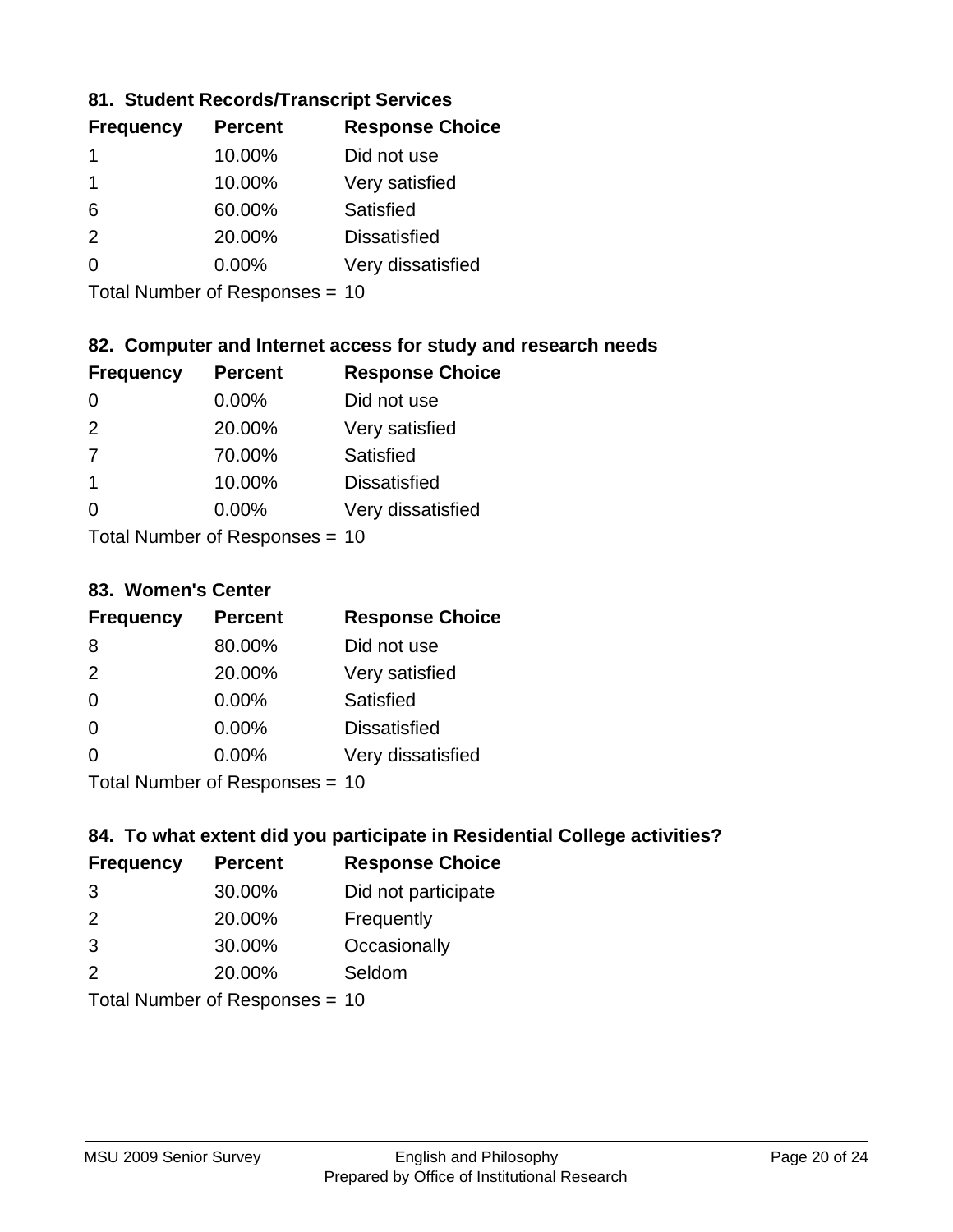### 81. Student Records/Transcript Services

| Frequency | Percent | Response Choice |
|---|---|---|
| 1 | 10.00% | Did not use |
| 1 | 10.00% | Very satisfied |
| 6 | 60.00% | Satisfied |
| 2 | 20.00% | Dissatisfied |
| 0 | 0.00% | Very dissatisfied |

Total Number of Responses = 10

### 82. Computer and Internet access for study and research needs

| Frequency | Percent | Response Choice |
|---|---|---|
| 0 | 0.00% | Did not use |
| 2 | 20.00% | Very satisfied |
| 7 | 70.00% | Satisfied |
| 1 | 10.00% | Dissatisfied |
| 0 | 0.00% | Very dissatisfied |

Total Number of Responses = 10

### 83. Women's Center

| Frequency | Percent | Response Choice |
|---|---|---|
| 8 | 80.00% | Did not use |
| 2 | 20.00% | Very satisfied |
| 0 | 0.00% | Satisfied |
| 0 | 0.00% | Dissatisfied |
| 0 | 0.00% | Very dissatisfied |

Total Number of Responses = 10

### 84. To what extent did you participate in Residential College activities?

| Frequency | Percent | Response Choice |
|---|---|---|
| 3 | 30.00% | Did not participate |
| 2 | 20.00% | Frequently |
| 3 | 30.00% | Occasionally |
| 2 | 20.00% | Seldom |

Total Number of Responses = 10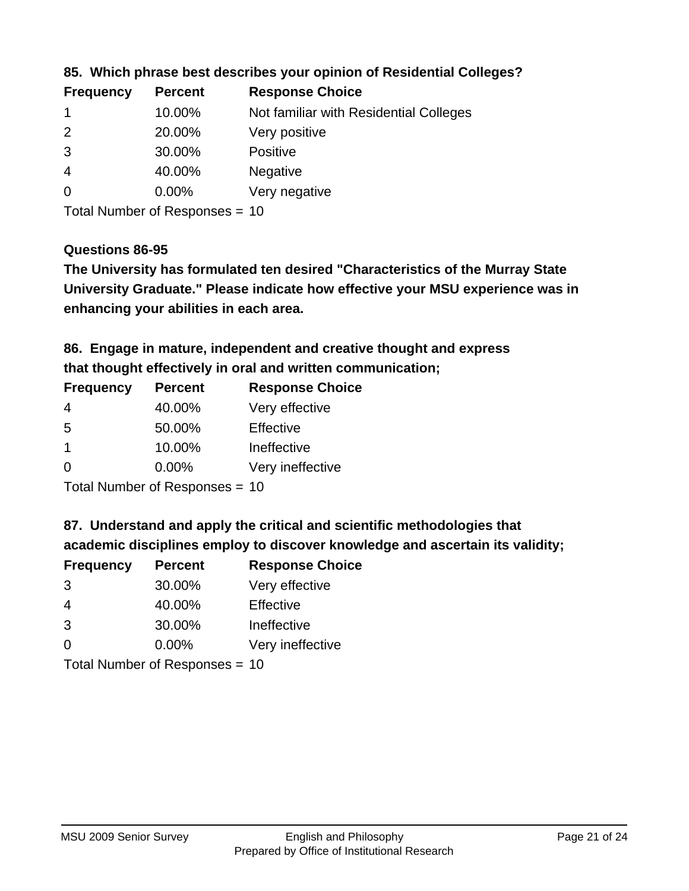### 85. Which phrase best describes your opinion of Residential Colleges?

| Frequency | Percent | Response Choice |
| --- | --- | --- |
| 1 | 10.00% | Not familiar with Residential Colleges |
| 2 | 20.00% | Very positive |
| 3 | 30.00% | Positive |
| 4 | 40.00% | Negative |
| 0 | 0.00% | Very negative |

Total Number of Responses = 10

### Questions 86-95

**The University has formulated ten desired "Characteristics of the Murray State University Graduate." Please indicate how effective your MSU experience was in enhancing your abilities in each area.**

### 86. Engage in mature, independent and creative thought and express that thought effectively in oral and written communication;

| Frequency | Percent | Response Choice |
| --- | --- | --- |
| 4 | 40.00% | Very effective |
| 5 | 50.00% | Effective |
| 1 | 10.00% | Ineffective |
| 0 | 0.00% | Very ineffective |

Total Number of Responses = 10

### 87. Understand and apply the critical and scientific methodologies that academic disciplines employ to discover knowledge and ascertain its validity;

| Frequency | Percent | Response Choice |
| --- | --- | --- |
| 3 | 30.00% | Very effective |
| 4 | 40.00% | Effective |
| 3 | 30.00% | Ineffective |
| 0 | 0.00% | Very ineffective |

Total Number of Responses = 10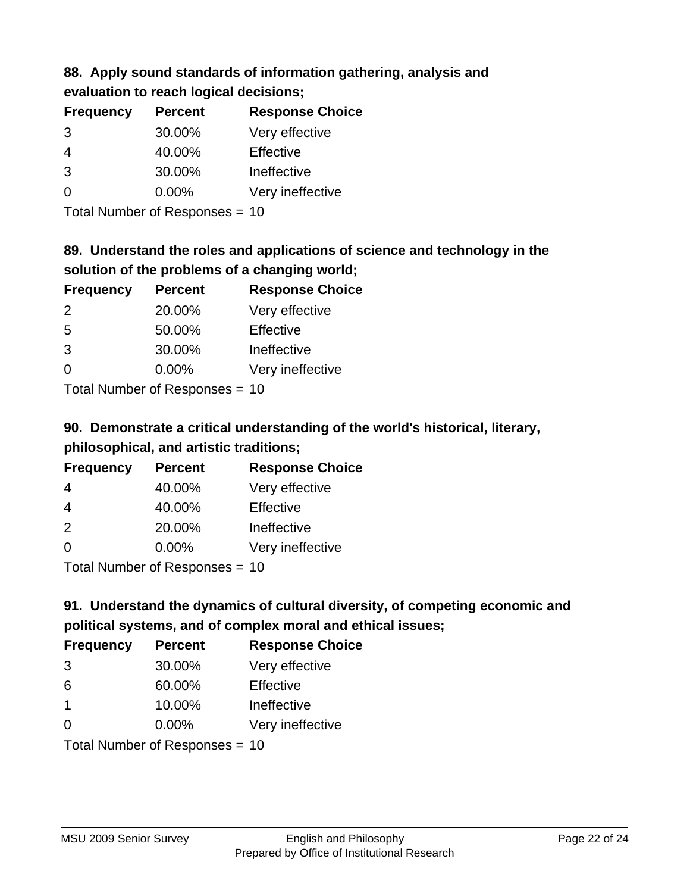### 88. Apply sound standards of information gathering, analysis and evaluation to reach logical decisions;

| Frequency | Percent | Response Choice |
| --- | --- | --- |
| 3 | 30.00% | Very effective |
| 4 | 40.00% | Effective |
| 3 | 30.00% | Ineffective |
| 0 | 0.00% | Very ineffective |

Total Number of Responses = 10

### 89. Understand the roles and applications of science and technology in the solution of the problems of a changing world;

| Frequency | Percent | Response Choice |
| --- | --- | --- |
| 2 | 20.00% | Very effective |
| 5 | 50.00% | Effective |
| 3 | 30.00% | Ineffective |
| 0 | 0.00% | Very ineffective |

Total Number of Responses = 10

### 90. Demonstrate a critical understanding of the world's historical, literary, philosophical, and artistic traditions;

| Frequency | Percent | Response Choice |
| --- | --- | --- |
| 4 | 40.00% | Very effective |
| 4 | 40.00% | Effective |
| 2 | 20.00% | Ineffective |
| 0 | 0.00% | Very ineffective |

Total Number of Responses = 10

### 91. Understand the dynamics of cultural diversity, of competing economic and political systems, and of complex moral and ethical issues;

| Frequency | Percent | Response Choice |
| --- | --- | --- |
| 3 | 30.00% | Very effective |
| 6 | 60.00% | Effective |
| 1 | 10.00% | Ineffective |
| 0 | 0.00% | Very ineffective |

Total Number of Responses = 10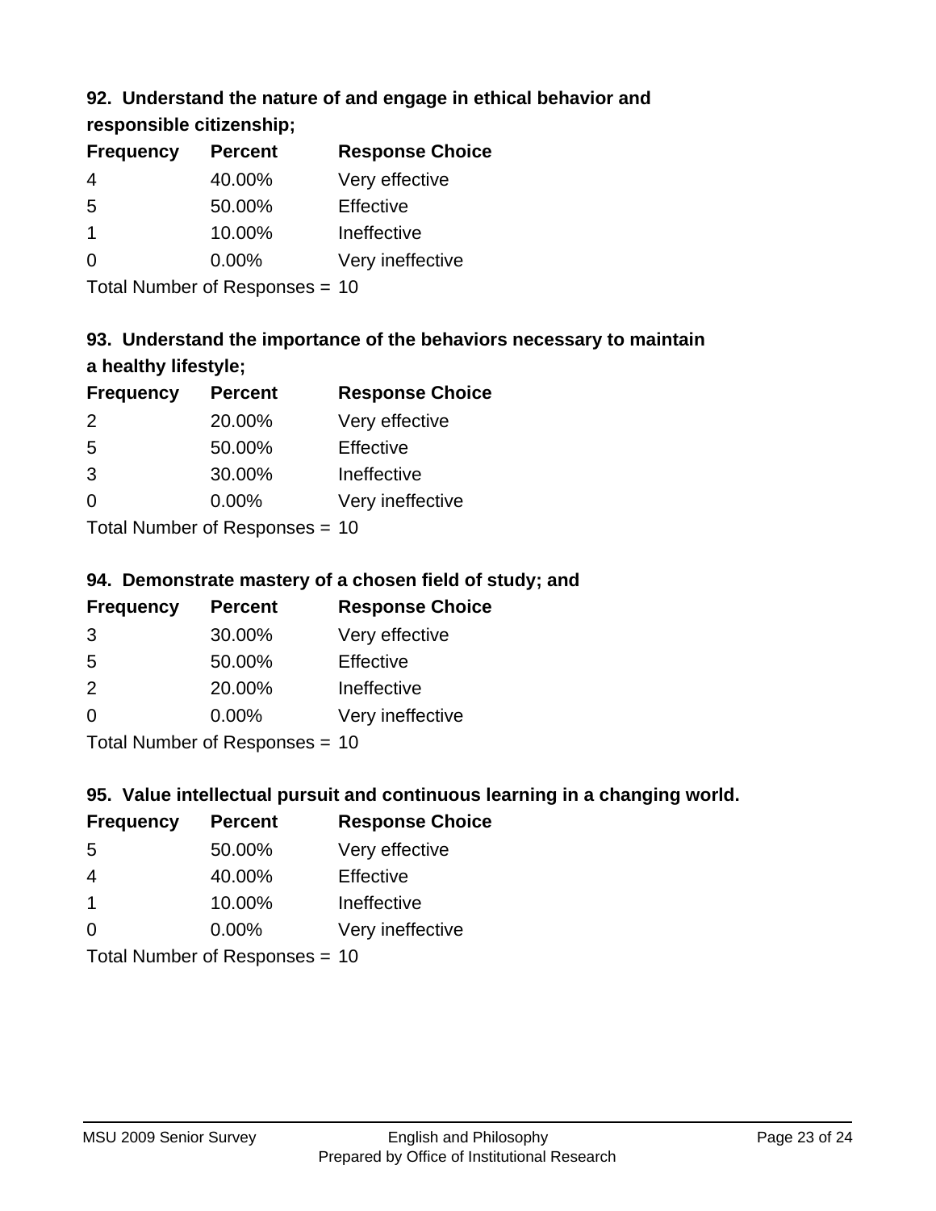### 92. Understand the nature of and engage in ethical behavior and responsible citizenship;

| Frequency | Percent | Response Choice |
|---|---|---|
| 4 | 40.00% | Very effective |
| 5 | 50.00% | Effective |
| 1 | 10.00% | Ineffective |
| 0 | 0.00% | Very ineffective |

Total Number of Responses = 10

### 93. Understand the importance of the behaviors necessary to maintain a healthy lifestyle;

| Frequency | Percent | Response Choice |
|---|---|---|
| 2 | 20.00% | Very effective |
| 5 | 50.00% | Effective |
| 3 | 30.00% | Ineffective |
| 0 | 0.00% | Very ineffective |

Total Number of Responses = 10

### 94. Demonstrate mastery of a chosen field of study; and

| Frequency | Percent | Response Choice |
|---|---|---|
| 3 | 30.00% | Very effective |
| 5 | 50.00% | Effective |
| 2 | 20.00% | Ineffective |
| 0 | 0.00% | Very ineffective |

Total Number of Responses = 10

### 95. Value intellectual pursuit and continuous learning in a changing world.

| Frequency | Percent | Response Choice |
|---|---|---|
| 5 | 50.00% | Very effective |
| 4 | 40.00% | Effective |
| 1 | 10.00% | Ineffective |
| 0 | 0.00% | Very ineffective |

Total Number of Responses = 10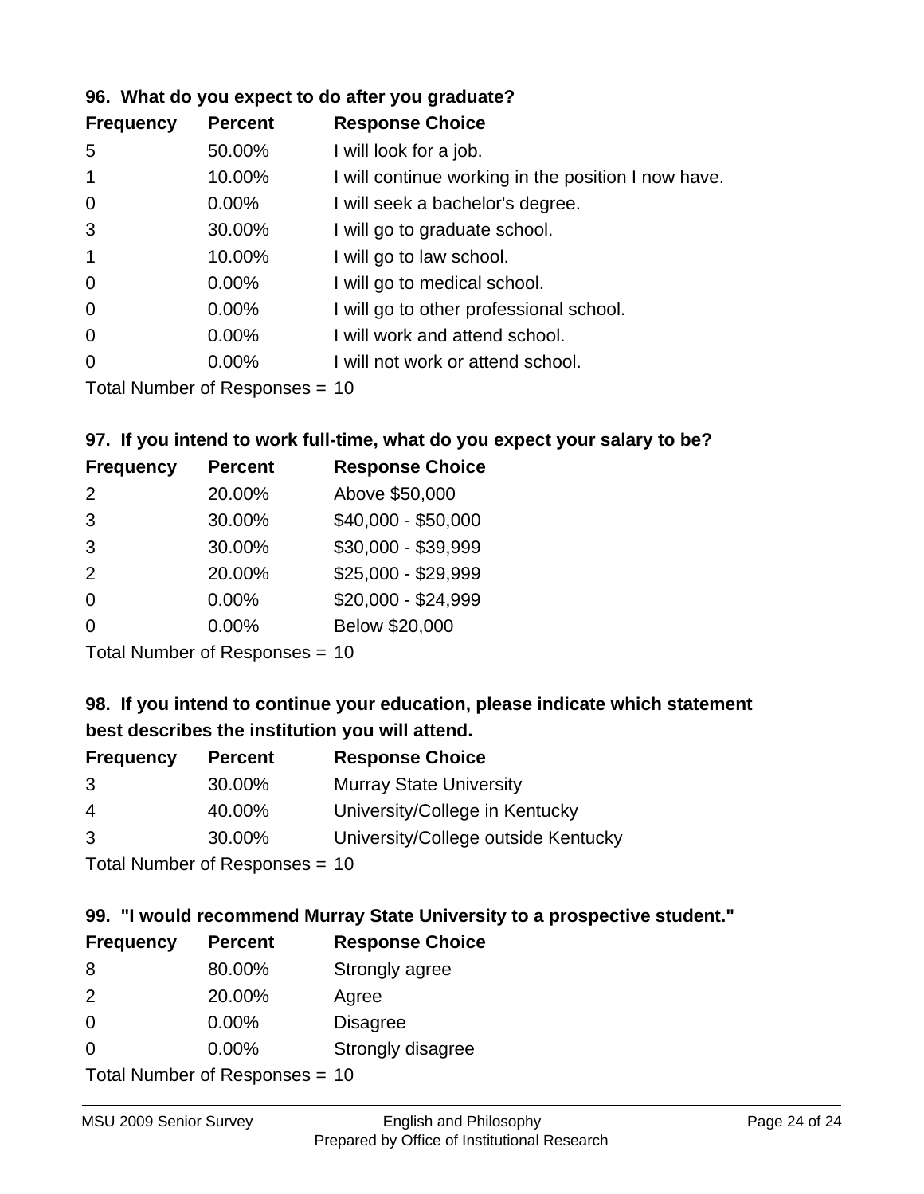### 96. What do you expect to do after you graduate?

| Frequency | Percent | Response Choice |
|---|---|---|
| 5 | 50.00% | I will look for a job. |
| 1 | 10.00% | I will continue working in the position I now have. |
| 0 | 0.00% | I will seek a bachelor's degree. |
| 3 | 30.00% | I will go to graduate school. |
| 1 | 10.00% | I will go to law school. |
| 0 | 0.00% | I will go to medical school. |
| 0 | 0.00% | I will go to other professional school. |
| 0 | 0.00% | I will work and attend school. |
| 0 | 0.00% | I will not work or attend school. |

Total Number of Responses = 10

### 97. If you intend to work full-time, what do you expect your salary to be?

| Frequency | Percent | Response Choice |
|---|---|---|
| 2 | 20.00% | Above $50,000 |
| 3 | 30.00% | $40,000 - $50,000 |
| 3 | 30.00% | $30,000 - $39,999 |
| 2 | 20.00% | $25,000 - $29,999 |
| 0 | 0.00% | $20,000 - $24,999 |
| 0 | 0.00% | Below $20,000 |

Total Number of Responses = 10

### 98. If you intend to continue your education, please indicate which statement best describes the institution you will attend.

| Frequency | Percent | Response Choice |
|---|---|---|
| 3 | 30.00% | Murray State University |
| 4 | 40.00% | University/College in Kentucky |
| 3 | 30.00% | University/College outside Kentucky |

Total Number of Responses = 10

### 99. "I would recommend Murray State University to a prospective student."

| Frequency | Percent | Response Choice |
|---|---|---|
| 8 | 80.00% | Strongly agree |
| 2 | 20.00% | Agree |
| 0 | 0.00% | Disagree |
| 0 | 0.00% | Strongly disagree |

Total Number of Responses = 10